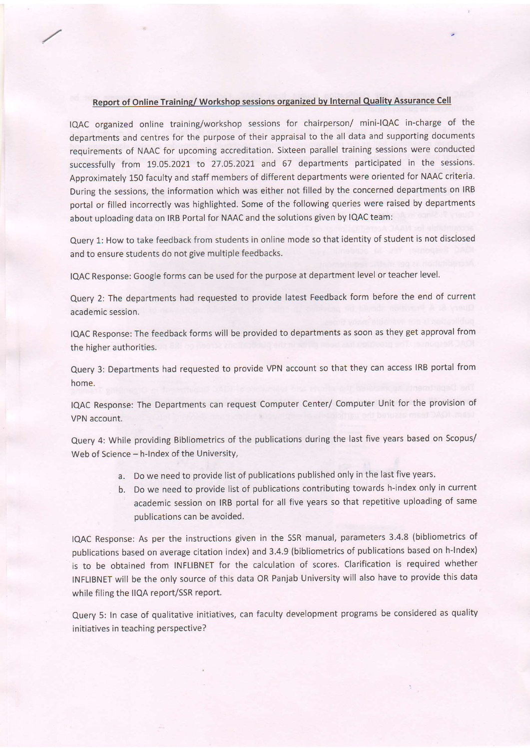## Report of Online Training/ Workshop sessions organized by Internal Quality Assurance Cell

IQAC organized online training/workshop sessions for chairperson/ mini-IQAC in-charge of the departments and centres for the purpose of their appraisal to the all data and supporting documents requirements of NAAC for upcoming accreditation. Sixteen parallel training sessions were conducted successfully from 19.05.2021 to 27.05.2021 and 67 departments participated in the sessions. Approximately 150 faculty and staff members of different departments were oriented for NAAC criteria. During the sessions, the information which was either not filled by the concerned departments on IRB portal or filled incorrectly was highlighted. Some of the following queries were raised by departments about uploading data on IRB Portal for NAAC and the solutions given by IQAC team:

Query 1: How to take feedback from students in online mode so that identity of student is not disclosed and to ensure students do not give multiple feedbacks.

IQAC Response: Google forms can be used for the purpose at department level or teacher level.

Query 2: The departments had requested to provide latest Feedback form before the end of current academic session.

IQAC Response: The feedback forms will be provided to departments as soon as they get approval from the higher authorities.

Query 3: Departments had requested to provide VPN account so that they can access IRB portal from home.

IQAC Response: The Departments can request Computer Center/ Computer Unit for the provision of VPN account.

Query 4: While providing Bibliometrics of the publications during the last five years based on Scopus/ Web of Science – h-Index of the University,

a. Do we need to provide list of publications published only in the last five years.
b. Do we need to provide list of publications contributing towards h-index only in current academic session on IRB portal for all five years so that repetitive uploading of same publications can be avoided.

IQAC Response: As per the instructions given in the SSR manual, parameters 3.4.8 (bibliometrics of publications based on average citation index) and 3.4.9 (bibliometrics of publications based on h-Index) is to be obtained from INFLIBNET for the calculation of scores. Clarification is required whether INFLIBNET will be the only source of this data OR Panjab University will also have to provide this data while filing the IIQA report/SSR report.

Query 5: In case of qualitative initiatives, can faculty development programs be considered as quality initiatives in teaching perspective?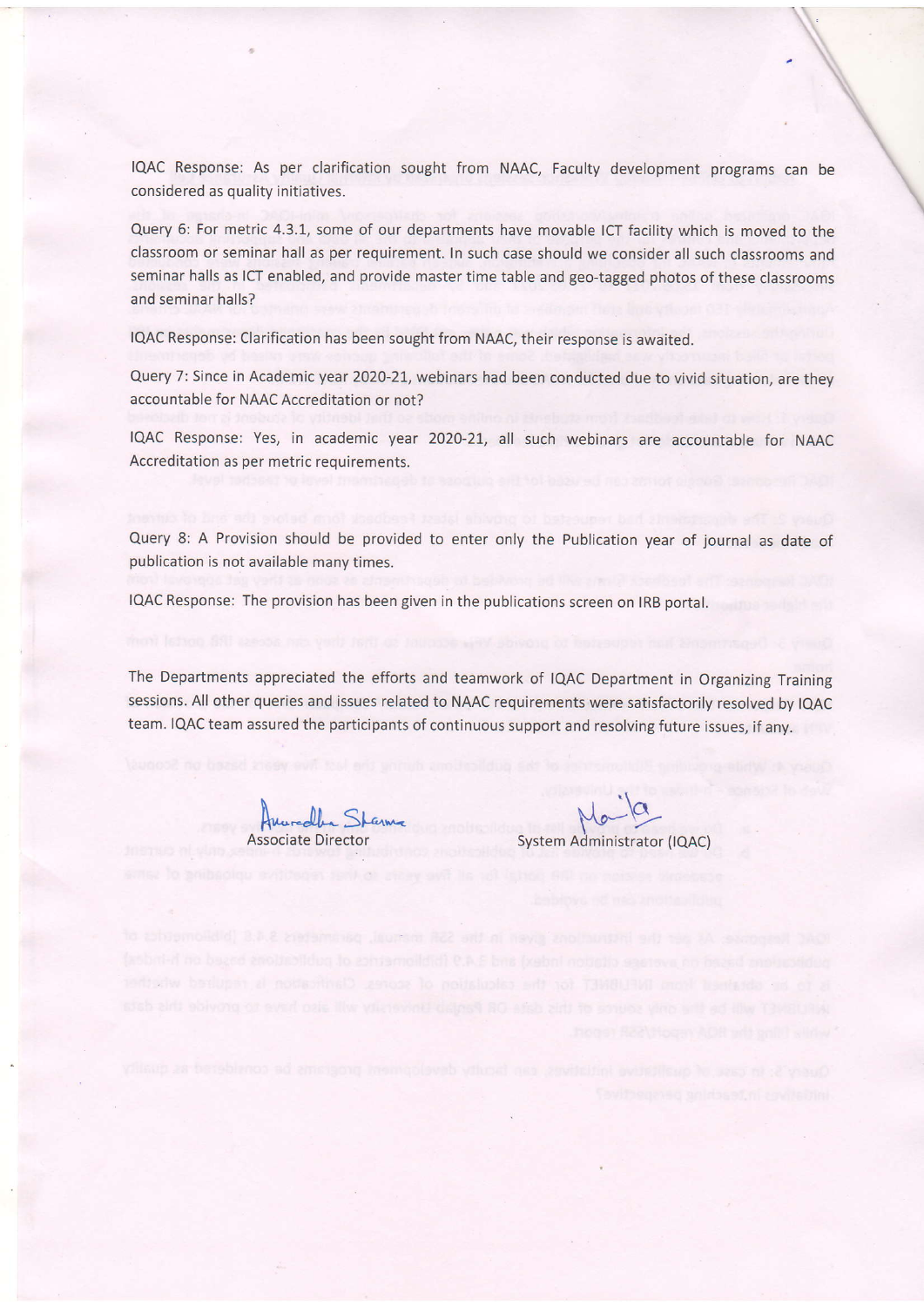IQAC Response: As per clarification sought from NAAC, Faculty development programs can be considered as quality initiatives.

Query 6: For metric 4.3.1, some of our departments have movable ICT facility which is moved to the classroom or seminar hall as per requirement. In such case should we consider all such classrooms and seminar halls as ICT enabled, and provide master time table and geo-tagged photos of these classrooms and seminar halls?

IQAC Response: Clarification has been sought from NAAC, their response is awaited.

Query 7: Since in Academic year 2020-21, webinars had been conducted due to vivid situation, are they accountable for NAAC Accreditation or not?

IQAC Response: Yes, in academic year 2020-21, all such webinars are accountable for NAAC Accreditation as per metric requirements.

Query 8: A Provision should be provided to enter only the Publication year of journal as date of publication is not available many times.

IQAC Response: The provision has been given in the publications screen on IRB portal.

The Departments appreciated the efforts and teamwork of IQAC Department in Organizing Training sessions. All other queries and issues related to NAAC requirements were satisfactorily resolved by IQAC team. IQAC team assured the participants of continuous support and resolving future issues, if any.

Associate Director

System Administrator (IQAC)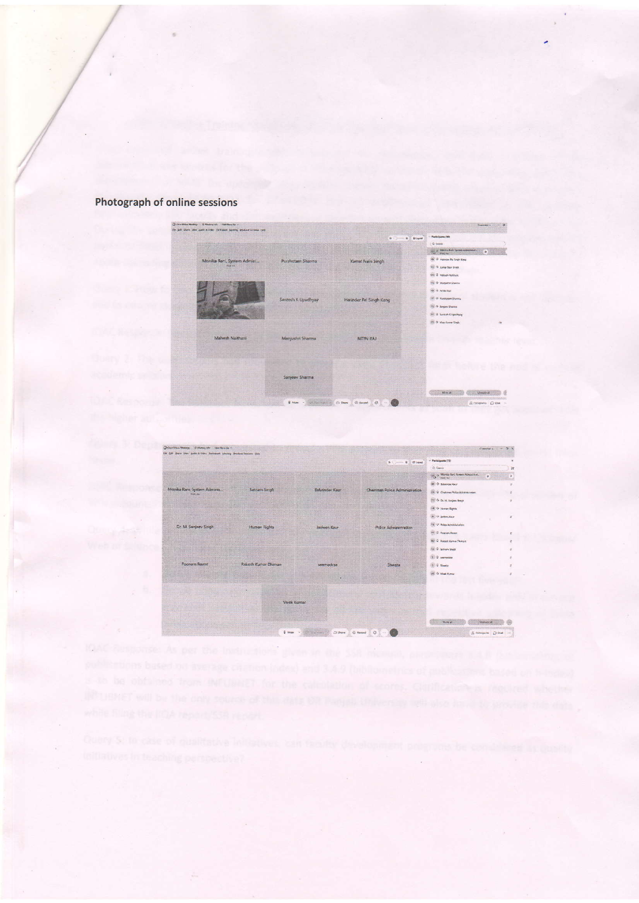**Photograph of online sessions**